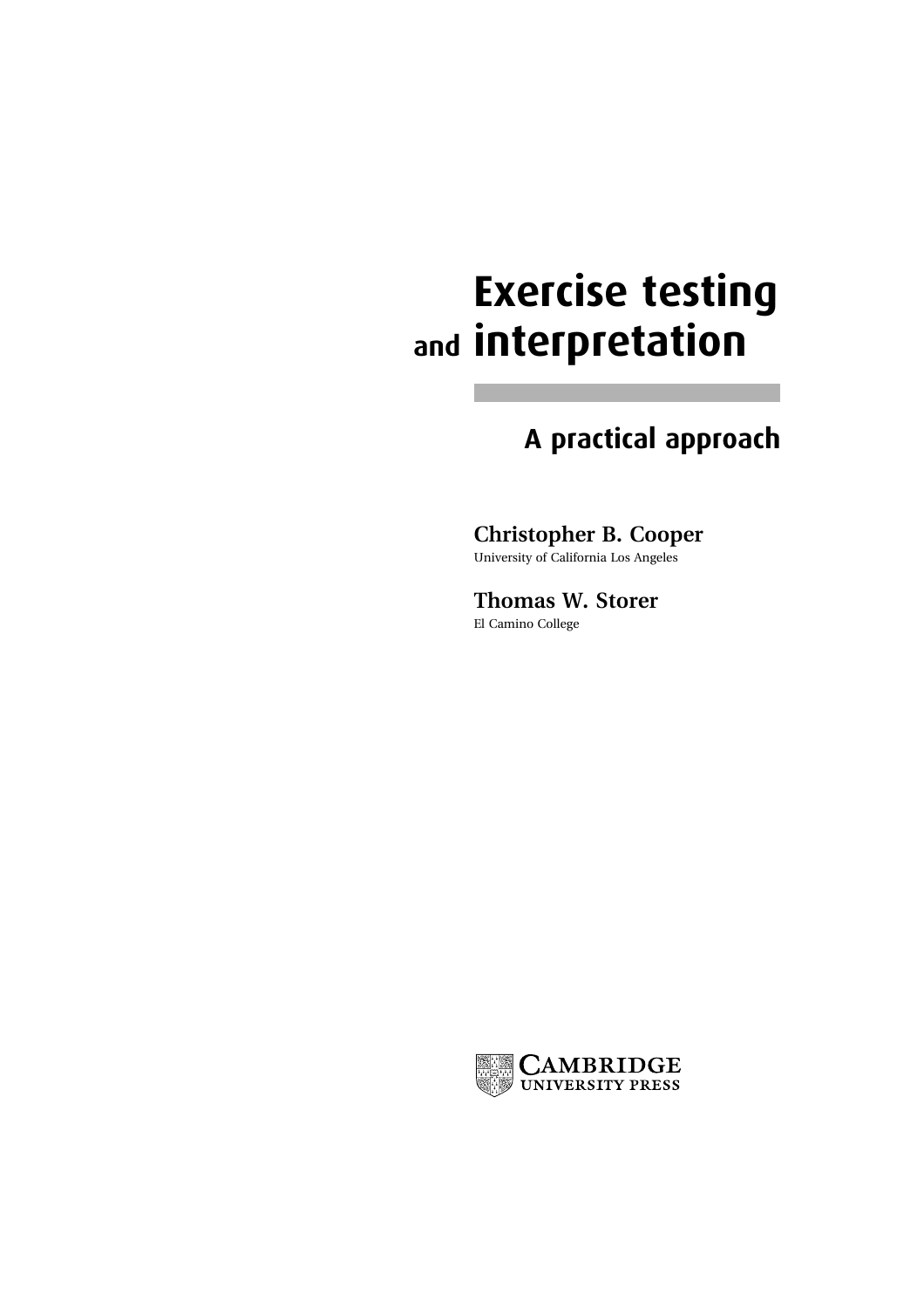# Exercise testing and interpretation

## A practical approach

**Christopher B. Cooper**
University of California Los Angeles

**Thomas W. Storer**
El Camino College

CAMBRIDGE
UNIVERSITY PRESS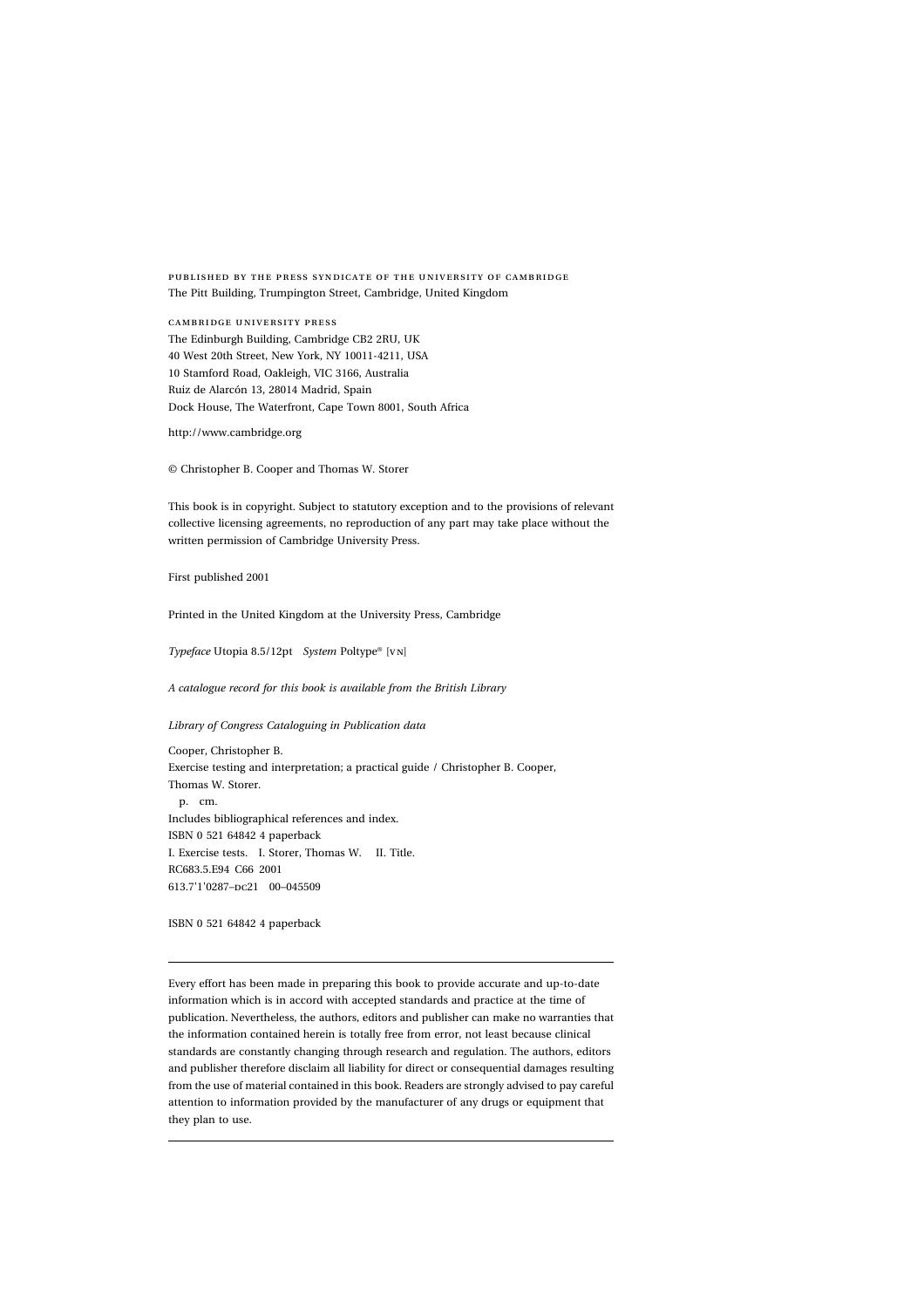PUBLISHED BY THE PRESS SYNDICATE OF THE UNIVERSITY OF CAMBRIDGE
The Pitt Building, Trumpington Street, Cambridge, United Kingdom

CAMBRIDGE UNIVERSITY PRESS
The Edinburgh Building, Cambridge CB2 2RU, UK
40 West 20th Street, New York, NY 10011-4211, USA
10 Stamford Road, Oakleigh, VIC 3166, Australia
Ruiz de Alarcón 13, 28014 Madrid, Spain
Dock House, The Waterfront, Cape Town 8001, South Africa

http://www.cambridge.org

© Christopher B. Cooper and Thomas W. Storer

This book is in copyright. Subject to statutory exception and to the provisions of relevant collective licensing agreements, no reproduction of any part may take place without the written permission of Cambridge University Press.

First published 2001

Printed in the United Kingdom at the University Press, Cambridge

*Typeface* Utopia 8.5/12pt *System* Poltype® [VN]

*A catalogue record for this book is available from the British Library*

*Library of Congress Cataloguing in Publication data*

Cooper, Christopher B.
Exercise testing and interpretation; a practical guide / Christopher B. Cooper, Thomas W. Storer.
p. cm.
Includes bibliographical references and index.
ISBN 0 521 64842 4 paperback
I. Exercise tests. I. Storer, Thomas W. II. Title.
RC683.5.E94 C66 2001
613.7'1'0287–DC21 00–045509

ISBN 0 521 64842 4 paperback

---

Every effort has been made in preparing this book to provide accurate and up-to-date information which is in accord with accepted standards and practice at the time of publication. Nevertheless, the authors, editors and publisher can make no warranties that the information contained herein is totally free from error, not least because clinical standards are constantly changing through research and regulation. The authors, editors and publisher therefore disclaim all liability for direct or consequential damages resulting from the use of material contained in this book. Readers are strongly advised to pay careful attention to information provided by the manufacturer of any drugs or equipment that they plan to use.

---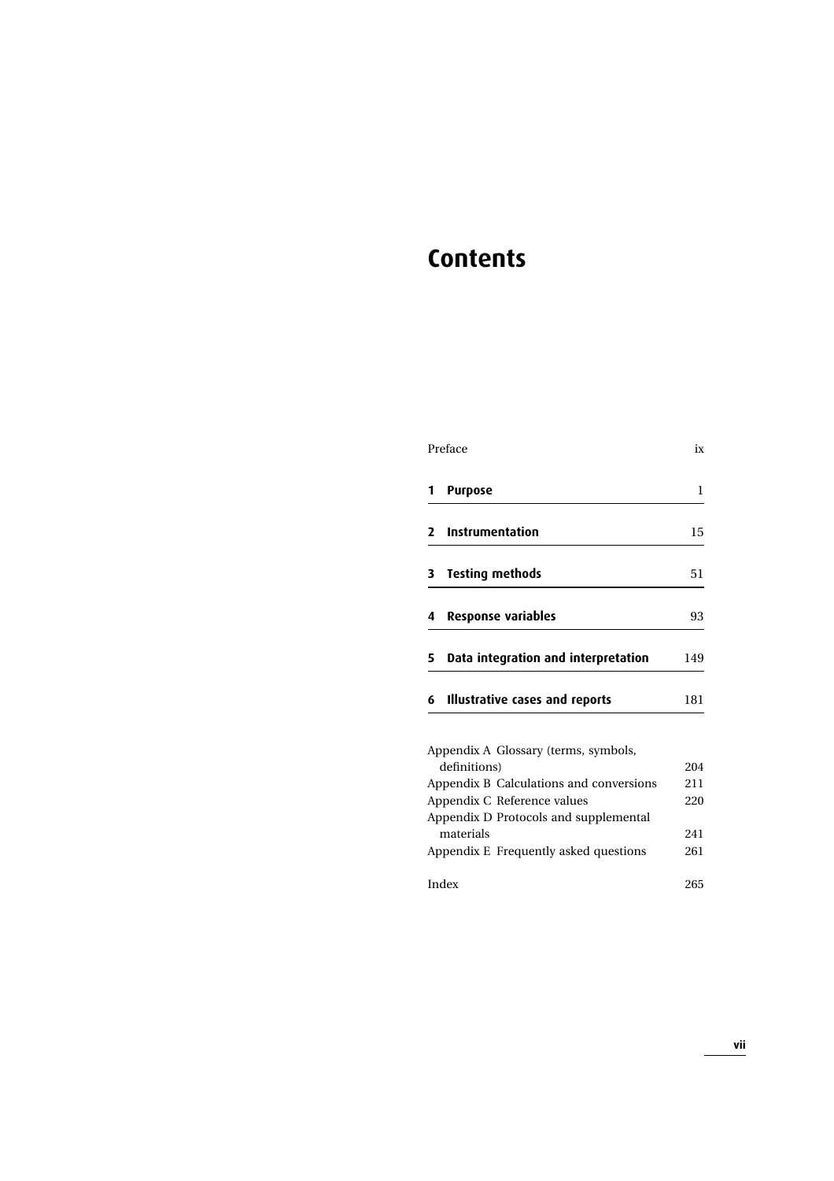# Contents

| | |
|---|---|
| Preface | ix |
| **1 Purpose** | 1 |
| **2 Instrumentation** | 15 |
| **3 Testing methods** | 51 |
| **4 Response variables** | 93 |
| **5 Data integration and interpretation** | 149 |
| **6 Illustrative cases and reports** | 181 |
| Appendix A Glossary (terms, symbols, definitions) | 204 |
| Appendix B Calculations and conversions | 211 |
| Appendix C Reference values | 220 |
| Appendix D Protocols and supplemental materials | 241 |
| Appendix E Frequently asked questions | 261 |
| Index | 265 |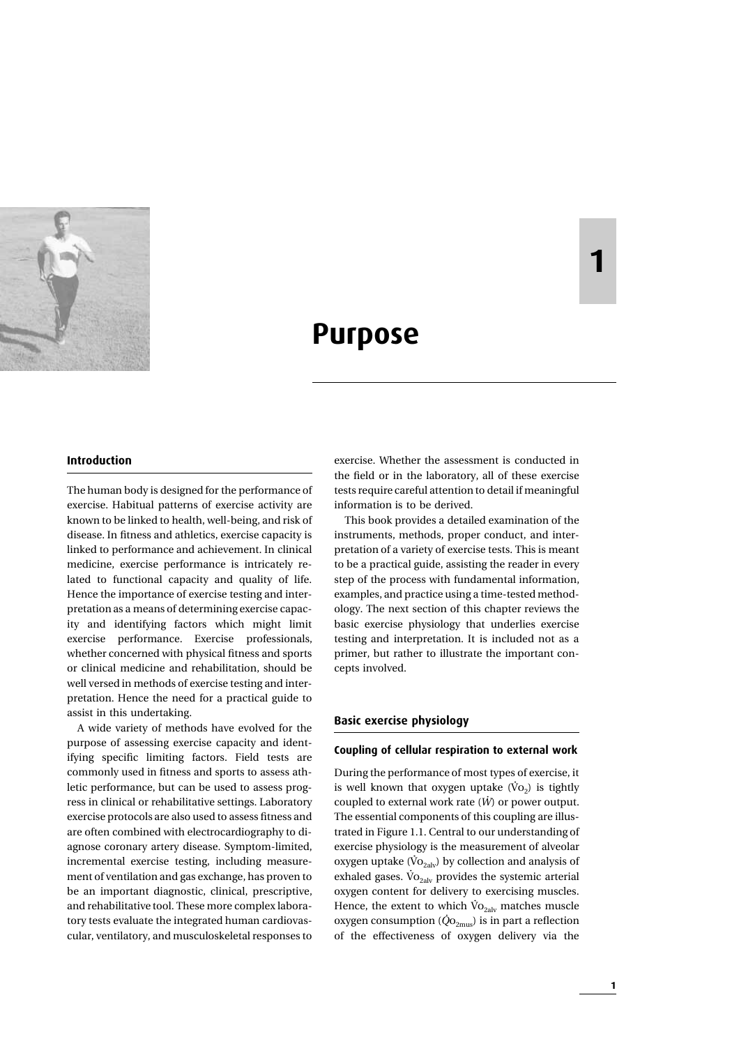# 1 Purpose

## Introduction

The human body is designed for the performance of exercise. Habitual patterns of exercise activity are known to be linked to health, well-being, and risk of disease. In fitness and athletics, exercise capacity is linked to performance and achievement. In clinical medicine, exercise performance is intricately related to functional capacity and quality of life. Hence the importance of exercise testing and interpretation as a means of determining exercise capacity and identifying factors which might limit exercise performance. Exercise professionals, whether concerned with physical fitness and sports or clinical medicine and rehabilitation, should be well versed in methods of exercise testing and interpretation. Hence the need for a practical guide to assist in this undertaking.

A wide variety of methods have evolved for the purpose of assessing exercise capacity and identifying specific limiting factors. Field tests are commonly used in fitness and sports to assess athletic performance, but can be used to assess progress in clinical or rehabilitative settings. Laboratory exercise protocols are also used to assess fitness and are often combined with electrocardiography to diagnose coronary artery disease. Symptom-limited, incremental exercise testing, including measurement of ventilation and gas exchange, has proven to be an important diagnostic, clinical, prescriptive, and rehabilitative tool. These more complex laboratory tests evaluate the integrated human cardiovascular, ventilatory, and musculoskeletal responses to exercise. Whether the assessment is conducted in the field or in the laboratory, all of these exercise tests require careful attention to detail if meaningful information is to be derived.

This book provides a detailed examination of the instruments, methods, proper conduct, and interpretation of a variety of exercise tests. This is meant to be a practical guide, assisting the reader in every step of the process with fundamental information, examples, and practice using a time-tested methodology. The next section of this chapter reviews the basic exercise physiology that underlies exercise testing and interpretation. It is included not as a primer, but rather to illustrate the important concepts involved.

## Basic exercise physiology

### Coupling of cellular respiration to external work

During the performance of most types of exercise, it is well known that oxygen uptake ($\dot{V}O_2$) is tightly coupled to external work rate ($\dot{W}$) or power output. The essential components of this coupling are illustrated in Figure 1.1. Central to our understanding of exercise physiology is the measurement of alveolar oxygen uptake ($\dot{V}O_{2alv}$) by collection and analysis of exhaled gases. $\dot{V}O_{2alv}$ provides the systemic arterial oxygen content for delivery to exercising muscles. Hence, the extent to which $\dot{V}O_{2alv}$ matches muscle oxygen consumption ($\dot{Q}O_{2mus}$) is in part a reflection of the effectiveness of oxygen delivery via the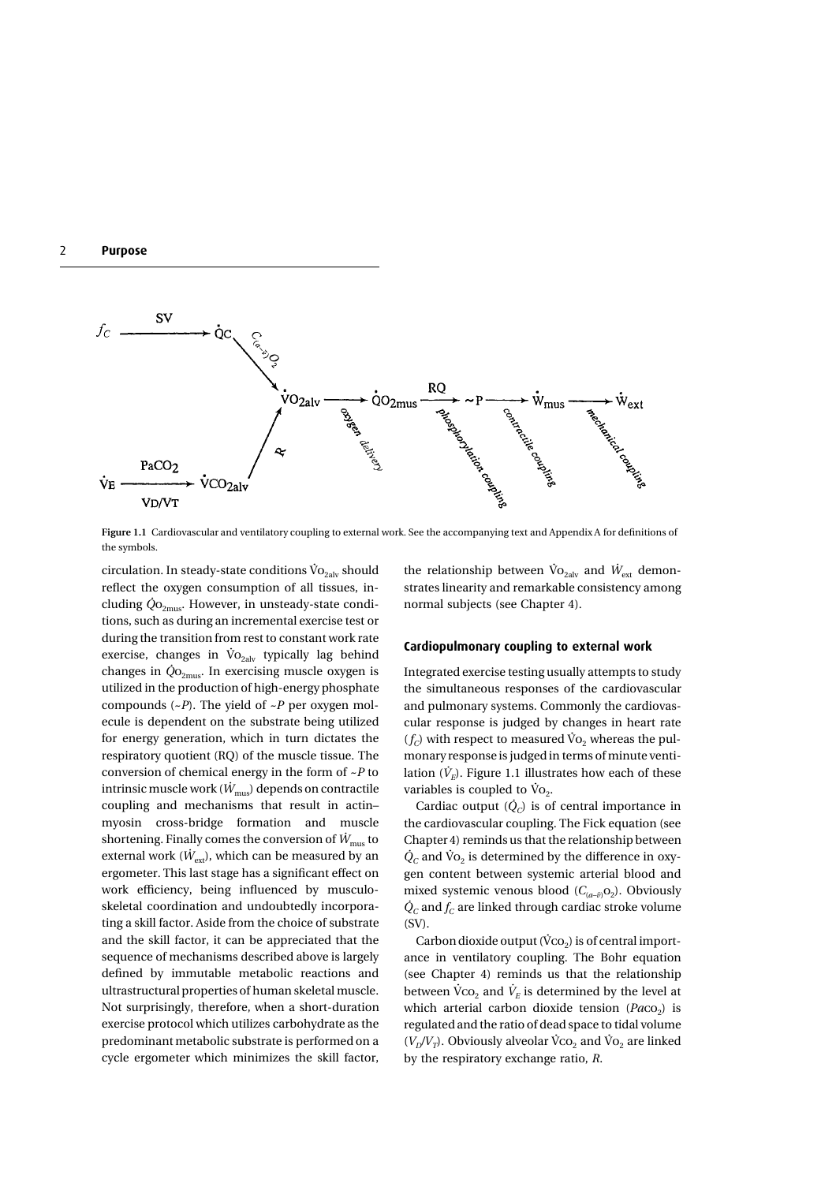Figure 1.1 Cardiovascular and ventilatory coupling to external work. See the accompanying text and Appendix A for definitions of the symbols.

circulation. In steady-state conditions $\dot{V}O_{2alv}$ should reflect the oxygen consumption of all tissues, including $\dot{Q}O_{2mus}$. However, in unsteady-state conditions, such as during an incremental exercise test or during the transition from rest to constant work rate exercise, changes in $\dot{V}O_{2alv}$ typically lag behind changes in $\dot{Q}O_{2mus}$. In exercising muscle oxygen is utilized in the production of high-energy phosphate compounds (~*P*). The yield of ~*P* per oxygen molecule is dependent on the substrate being utilized for energy generation, which in turn dictates the respiratory quotient (RQ) of the muscle tissue. The conversion of chemical energy in the form of ~*P* to intrinsic muscle work ($\dot{W}_{mus}$) depends on contractile coupling and mechanisms that result in actin–myosin cross-bridge formation and muscle shortening. Finally comes the conversion of $\dot{W}_{mus}$ to external work ($\dot{W}_{ext}$), which can be measured by an ergometer. This last stage has a significant effect on work efficiency, being influenced by musculoskeletal coordination and undoubtedly incorporating a skill factor. Aside from the choice of substrate and the skill factor, it can be appreciated that the sequence of mechanisms described above is largely defined by immutable metabolic reactions and ultrastructural properties of human skeletal muscle. Not surprisingly, therefore, when a short-duration exercise protocol which utilizes carbohydrate as the predominant metabolic substrate is performed on a cycle ergometer which minimizes the skill factor, the relationship between $\dot{V}O_{2alv}$ and $\dot{W}_{ext}$ demonstrates linearity and remarkable consistency among normal subjects (see Chapter 4).

## Cardiopulmonary coupling to external work

Integrated exercise testing usually attempts to study the simultaneous responses of the cardiovascular and pulmonary systems. Commonly the cardiovascular response is judged by changes in heart rate ($f_C$) with respect to measured $\dot{V}O_2$ whereas the pulmonary response is judged in terms of minute ventilation ($\dot{V}_E$). Figure 1.1 illustrates how each of these variables is coupled to $\dot{V}O_2$.

Cardiac output ($\dot{Q}_C$) is of central importance in the cardiovascular coupling. The Fick equation (see Chapter 4) reminds us that the relationship between $\dot{Q}_C$ and $\dot{V}O_2$ is determined by the difference in oxygen content between systemic arterial blood and mixed systemic venous blood ($C_{(a-\bar{v})}O_2$). Obviously $\dot{Q}_C$ and $f_C$ are linked through cardiac stroke volume (SV).

Carbon dioxide output ($\dot{V}CO_2$) is of central importance in ventilatory coupling. The Bohr equation (see Chapter 4) reminds us that the relationship between $\dot{V}CO_2$ and $\dot{V}_E$ is determined by the level at which arterial carbon dioxide tension ($PaCO_2$) is regulated and the ratio of dead space to tidal volume ($V_D/V_T$). Obviously alveolar $\dot{V}CO_2$ and $\dot{V}O_2$ are linked by the respiratory exchange ratio, *R*.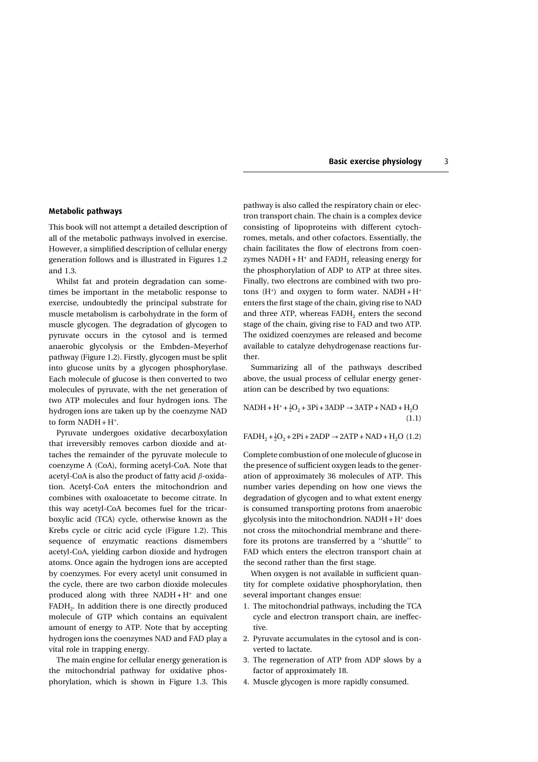### Metabolic pathways

This book will not attempt a detailed description of all of the metabolic pathways involved in exercise. However, a simplified description of cellular energy generation follows and is illustrated in Figures 1.2 and 1.3.

Whilst fat and protein degradation can sometimes be important in the metabolic response to exercise, undoubtedly the principal substrate for muscle metabolism is carbohydrate in the form of muscle glycogen. The degradation of glycogen to pyruvate occurs in the cytosol and is termed anaerobic glycolysis or the Embden–Meyerhof pathway (Figure 1.2). Firstly, glycogen must be split into glucose units by a glycogen phosphorylase. Each molecule of glucose is then converted to two molecules of pyruvate, with the net generation of two ATP molecules and four hydrogen ions. The hydrogen ions are taken up by the coenzyme NAD to form NADH + $H^+$.

Pyruvate undergoes oxidative decarboxylation that irreversibly removes carbon dioxide and attaches the remainder of the pyruvate molecule to coenzyme A (CoA), forming acetyl-CoA. Note that acetyl-CoA is also the product of fatty acid $\beta$-oxidation. Acetyl-CoA enters the mitochondrion and combines with oxaloacetate to become citrate. In this way acetyl-CoA becomes fuel for the tricarboxylic acid (TCA) cycle, otherwise known as the Krebs cycle or citric acid cycle (Figure 1.2). This sequence of enzymatic reactions dismembers acetyl-CoA, yielding carbon dioxide and hydrogen atoms. Once again the hydrogen ions are accepted by coenzymes. For every acetyl unit consumed in the cycle, there are two carbon dioxide molecules produced along with three NADH + $H^+$ and one $FADH_2$. In addition there is one directly produced molecule of GTP which contains an equivalent amount of energy to ATP. Note that by accepting hydrogen ions the coenzymes NAD and FAD play a vital role in trapping energy.

The main engine for cellular energy generation is the mitochondrial pathway for oxidative phosphorylation, which is shown in Figure 1.3. This pathway is also called the respiratory chain or electron transport chain. The chain is a complex device consisting of lipoproteins with different cytochromes, metals, and other cofactors. Essentially, the chain facilitates the flow of electrons from coenzymes NADH + $H^+$ and $FADH_2$ releasing energy for the phosphorylation of ADP to ATP at three sites. Finally, two electrons are combined with two protons ($H^+$) and oxygen to form water. NADH + $H^+$ enters the first stage of the chain, giving rise to NAD and three ATP, whereas $FADH_2$ enters the second stage of the chain, giving rise to FAD and two ATP. The oxidized coenzymes are released and become available to catalyze dehydrogenase reactions further.

Summarizing all of the pathways described above, the usual process of cellular energy generation can be described by two equations:

$$NADH + H^+ + \tfrac{1}{2}O_2 + 3Pi + 3ADP \rightarrow 3ATP + NAD + H_2O \quad (1.1)$$

$$FADH_2 + \tfrac{1}{2}O_2 + 2Pi + 2ADP \rightarrow 2ATP + NAD + H_2O \quad (1.2)$$

Complete combustion of one molecule of glucose in the presence of sufficient oxygen leads to the generation of approximately 36 molecules of ATP. This number varies depending on how one views the degradation of glycogen and to what extent energy is consumed transporting protons from anaerobic glycolysis into the mitochondrion. NADH + $H^+$ does not cross the mitochondrial membrane and therefore its protons are transferred by a ''shuttle'' to FAD which enters the electron transport chain at the second rather than the first stage.

When oxygen is not available in sufficient quantity for complete oxidative phosphorylation, then several important changes ensue:

1. The mitochondrial pathways, including the TCA cycle and electron transport chain, are ineffective.
2. Pyruvate accumulates in the cytosol and is converted to lactate.
3. The regeneration of ATP from ADP slows by a factor of approximately 18.
4. Muscle glycogen is more rapidly consumed.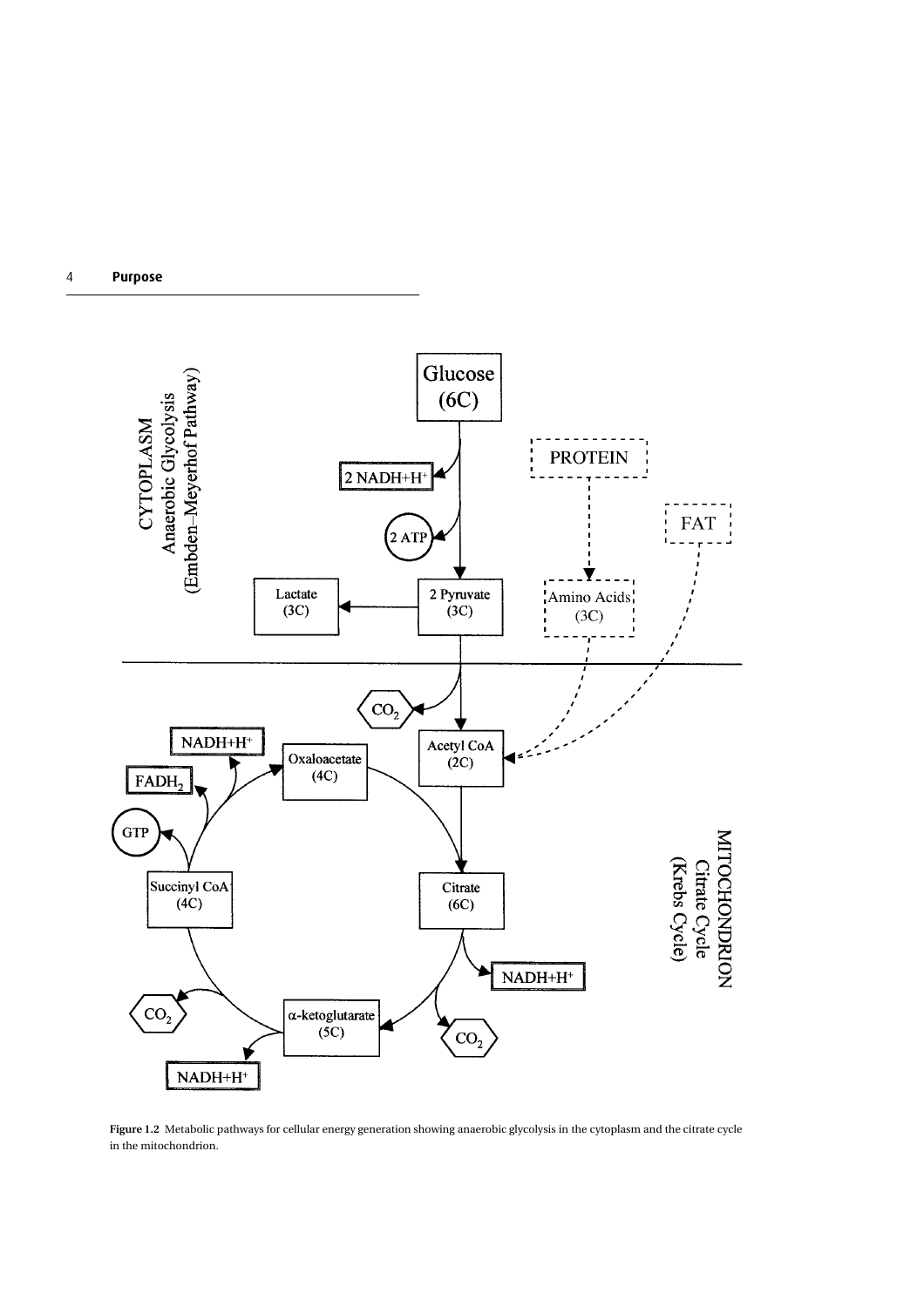**Figure 1.2** Metabolic pathways for cellular energy generation showing anaerobic glycolysis in the cytoplasm and the citrate cycle in the mitochondrion.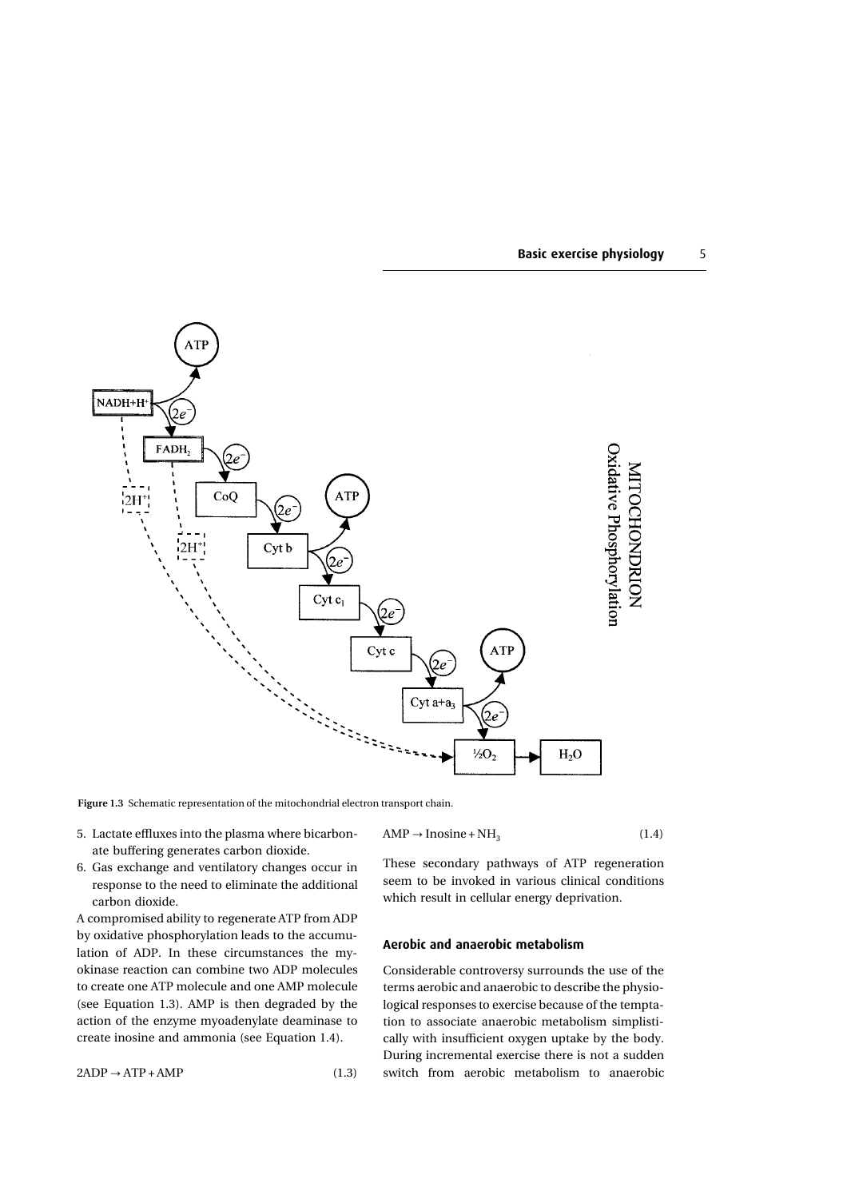Figure 1.3 Schematic representation of the mitochondrial electron transport chain.

5. Lactate effluxes into the plasma where bicarbonate buffering generates carbon dioxide.
6. Gas exchange and ventilatory changes occur in response to the need to eliminate the additional carbon dioxide.

A compromised ability to regenerate ATP from ADP by oxidative phosphorylation leads to the accumulation of ADP. In these circumstances the myokinase reaction can combine two ADP molecules to create one ATP molecule and one AMP molecule (see Equation 1.3). AMP is then degraded by the action of the enzyme myoadenylate deaminase to create inosine and ammonia (see Equation 1.4).

$$2ADP \rightarrow ATP + AMP \quad (1.3)$$

$$AMP \rightarrow Inosine + NH_3 \quad (1.4)$$

These secondary pathways of ATP regeneration seem to be invoked in various clinical conditions which result in cellular energy deprivation.

## Aerobic and anaerobic metabolism

Considerable controversy surrounds the use of the terms aerobic and anaerobic to describe the physiological responses to exercise because of the temptation to associate anaerobic metabolism simplistically with insufficient oxygen uptake by the body. During incremental exercise there is not a sudden switch from aerobic metabolism to anaerobic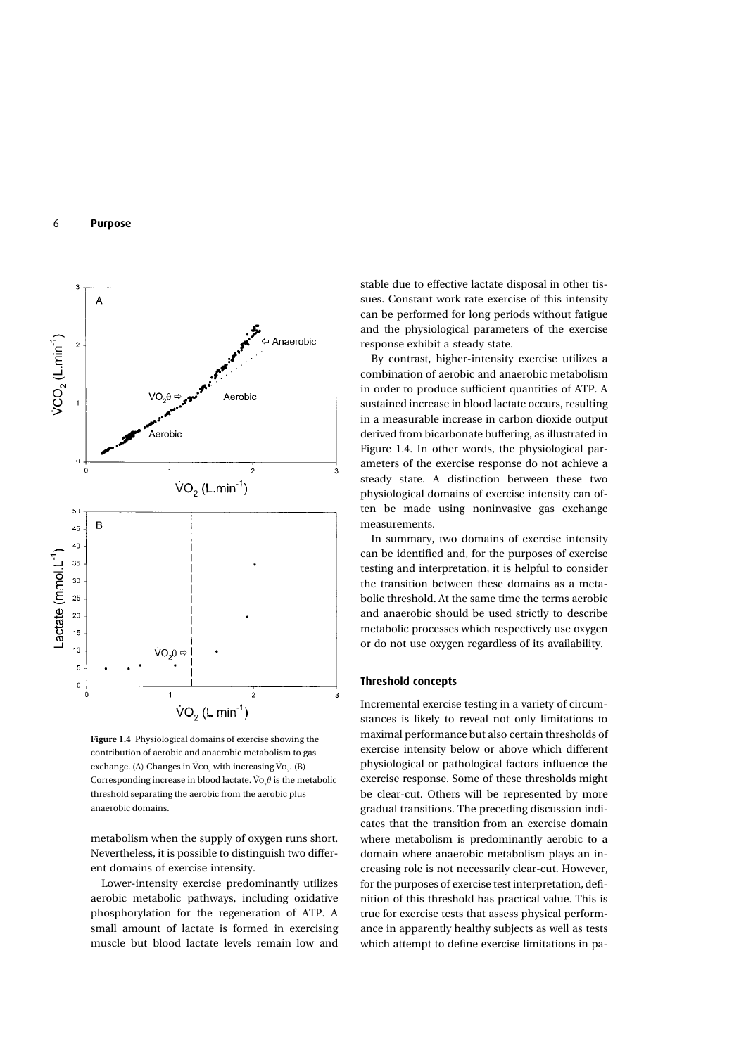Figure 1.4 Physiological domains of exercise showing the contribution of aerobic and anaerobic metabolism to gas exchange. (A) Changes in $\dot{V}CO_2$ with increasing $\dot{V}O_2$. (B) Corresponding increase in blood lactate. $\dot{V}O_2\theta$ is the metabolic threshold separating the aerobic from the aerobic plus anaerobic domains.

metabolism when the supply of oxygen runs short. Nevertheless, it is possible to distinguish two different domains of exercise intensity.

Lower-intensity exercise predominantly utilizes aerobic metabolic pathways, including oxidative phosphorylation for the regeneration of ATP. A small amount of lactate is formed in exercising muscle but blood lactate levels remain low and stable due to effective lactate disposal in other tissues. Constant work rate exercise of this intensity can be performed for long periods without fatigue and the physiological parameters of the exercise response exhibit a steady state.

By contrast, higher-intensity exercise utilizes a combination of aerobic and anaerobic metabolism in order to produce sufficient quantities of ATP. A sustained increase in blood lactate occurs, resulting in a measurable increase in carbon dioxide output derived from bicarbonate buffering, as illustrated in Figure 1.4. In other words, the physiological parameters of the exercise response do not achieve a steady state. A distinction between these two physiological domains of exercise intensity can often be made using noninvasive gas exchange measurements.

In summary, two domains of exercise intensity can be identified and, for the purposes of exercise testing and interpretation, it is helpful to consider the transition between these domains as a metabolic threshold. At the same time the terms aerobic and anaerobic should be used strictly to describe metabolic processes which respectively use oxygen or do not use oxygen regardless of its availability.

## Threshold concepts

Incremental exercise testing in a variety of circumstances is likely to reveal not only limitations to maximal performance but also certain thresholds of exercise intensity below or above which different physiological or pathological factors influence the exercise response. Some of these thresholds might be clear-cut. Others will be represented by more gradual transitions. The preceding discussion indicates that the transition from an exercise domain where metabolism is predominantly aerobic to a domain where anaerobic metabolism plays an increasing role is not necessarily clear-cut. However, for the purposes of exercise test interpretation, definition of this threshold has practical value. This is true for exercise tests that assess physical performance in apparently healthy subjects as well as tests which attempt to define exercise limitations in pa-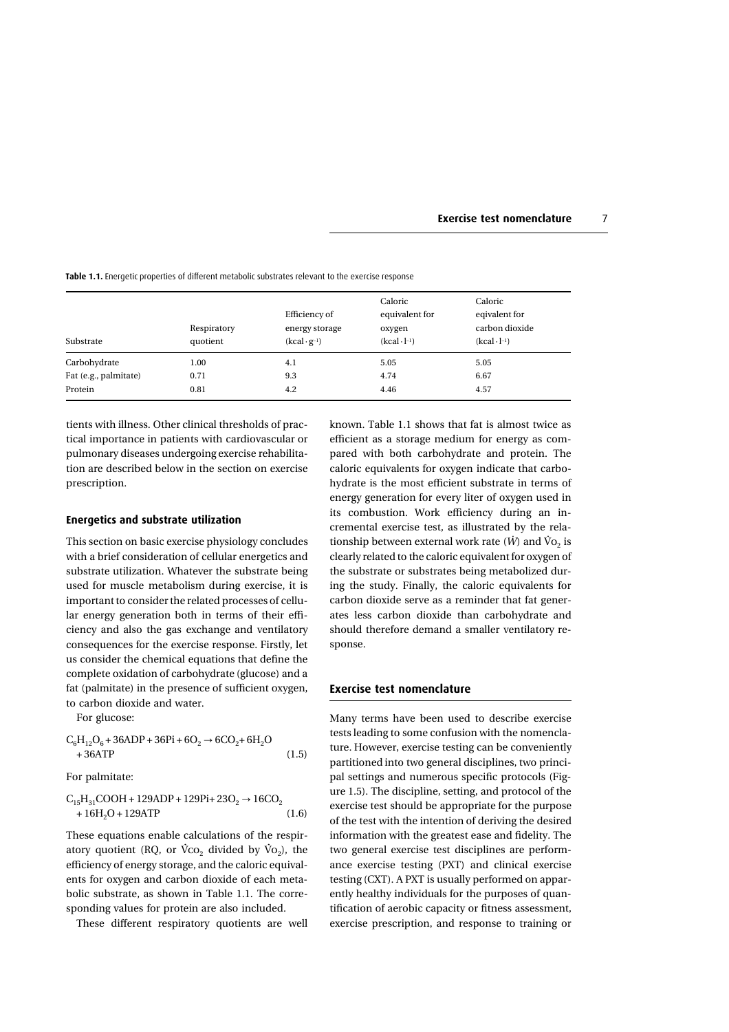**Table 1.1.** Energetic properties of different metabolic substrates relevant to the exercise response

| Substrate | Respiratory quotient | Efficiency of energy storage ($kcal \cdot g^{-1}$) | Caloric equivalent for oxygen ($kcal \cdot l^{-1}$) | Caloric eqivalent for carbon dioxide ($kcal \cdot l^{-1}$) |
|---|---|---|---|---|
| Carbohydrate | 1.00 | 4.1 | 5.05 | 5.05 |
| Fat (e.g., palmitate) | 0.71 | 9.3 | 4.74 | 6.67 |
| Protein | 0.81 | 4.2 | 4.46 | 4.57 |

tients with illness. Other clinical thresholds of practical importance in patients with cardiovascular or pulmonary diseases undergoing exercise rehabilitation are described below in the section on exercise prescription.

### Energetics and substrate utilization

This section on basic exercise physiology concludes with a brief consideration of cellular energetics and substrate utilization. Whatever the substrate being used for muscle metabolism during exercise, it is important to consider the related processes of cellular energy generation both in terms of their efficiency and also the gas exchange and ventilatory consequences for the exercise response. Firstly, let us consider the chemical equations that define the complete oxidation of carbohydrate (glucose) and a fat (palmitate) in the presence of sufficient oxygen, to carbon dioxide and water.

For glucose:

$$C_6H_{12}O_6 + 36ADP + 36Pi + 6O_2 \rightarrow 6CO_2 + 6H_2O + 36ATP \quad (1.5)$$

For palmitate:

$$C_{15}H_{31}COOH + 129ADP + 129Pi + 23O_2 \rightarrow 16CO_2 + 16H_2O + 129ATP \quad (1.6)$$

These equations enable calculations of the respiratory quotient (RQ, or $\dot{V}CO_2$ divided by $\dot{V}O_2$), the efficiency of energy storage, and the caloric equivalents for oxygen and carbon dioxide of each metabolic substrate, as shown in Table 1.1. The corresponding values for protein are also included.

These different respiratory quotients are well known. Table 1.1 shows that fat is almost twice as efficient as a storage medium for energy as compared with both carbohydrate and protein. The caloric equivalents for oxygen indicate that carbohydrate is the most efficient substrate in terms of energy generation for every liter of oxygen used in its combustion. Work efficiency during an incremental exercise test, as illustrated by the relationship between external work rate ($\dot{W}$) and $\dot{V}O_2$ is clearly related to the caloric equivalent for oxygen of the substrate or substrates being metabolized during the study. Finally, the caloric equivalents for carbon dioxide serve as a reminder that fat generates less carbon dioxide than carbohydrate and should therefore demand a smaller ventilatory response.

## Exercise test nomenclature

Many terms have been used to describe exercise tests leading to some confusion with the nomenclature. However, exercise testing can be conveniently partitioned into two general disciplines, two principal settings and numerous specific protocols (Figure 1.5). The discipline, setting, and protocol of the exercise test should be appropriate for the purpose of the test with the intention of deriving the desired information with the greatest ease and fidelity. The two general exercise test disciplines are performance exercise testing (PXT) and clinical exercise testing (CXT). A PXT is usually performed on apparently healthy individuals for the purposes of quantification of aerobic capacity or fitness assessment, exercise prescription, and response to training or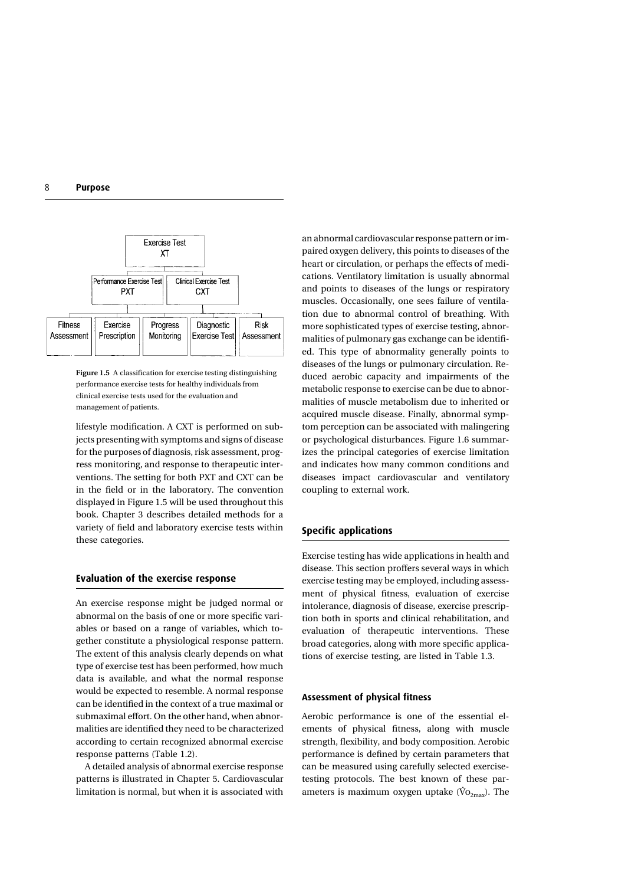**Figure 1.5** A classification for exercise testing distinguishing performance exercise tests for healthy individuals from clinical exercise tests used for the evaluation and management of patients.

lifestyle modification. A CXT is performed on subjects presenting with symptoms and signs of disease for the purposes of diagnosis, risk assessment, progress monitoring, and response to therapeutic interventions. The setting for both PXT and CXT can be in the field or in the laboratory. The convention displayed in Figure 1.5 will be used throughout this book. Chapter 3 describes detailed methods for a variety of field and laboratory exercise tests within these categories.

## Evaluation of the exercise response

An exercise response might be judged normal or abnormal on the basis of one or more specific variables or based on a range of variables, which together constitute a physiological response pattern. The extent of this analysis clearly depends on what type of exercise test has been performed, how much data is available, and what the normal response would be expected to resemble. A normal response can be identified in the context of a true maximal or submaximal effort. On the other hand, when abnormalities are identified they need to be characterized according to certain recognized abnormal exercise response patterns (Table 1.2).

A detailed analysis of abnormal exercise response patterns is illustrated in Chapter 5. Cardiovascular limitation is normal, but when it is associated with an abnormal cardiovascular response pattern or impaired oxygen delivery, this points to diseases of the heart or circulation, or perhaps the effects of medications. Ventilatory limitation is usually abnormal and points to diseases of the lungs or respiratory muscles. Occasionally, one sees failure of ventilation due to abnormal control of breathing. With more sophisticated types of exercise testing, abnormalities of pulmonary gas exchange can be identified. This type of abnormality generally points to diseases of the lungs or pulmonary circulation. Reduced aerobic capacity and impairments of the metabolic response to exercise can be due to abnormalities of muscle metabolism due to inherited or acquired muscle disease. Finally, abnormal symptom perception can be associated with malingering or psychological disturbances. Figure 1.6 summarizes the principal categories of exercise limitation and indicates how many common conditions and diseases impact cardiovascular and ventilatory coupling to external work.

## Specific applications

Exercise testing has wide applications in health and disease. This section proffers several ways in which exercise testing may be employed, including assessment of physical fitness, evaluation of exercise intolerance, diagnosis of disease, exercise prescription both in sports and clinical rehabilitation, and evaluation of therapeutic interventions. These broad categories, along with more specific applications of exercise testing, are listed in Table 1.3.

### Assessment of physical fitness

Aerobic performance is one of the essential elements of physical fitness, along with muscle strength, flexibility, and body composition. Aerobic performance is defined by certain parameters that can be measured using carefully selected exercise-testing protocols. The best known of these parameters is maximum oxygen uptake ($\dot{V}O_{2max}$). The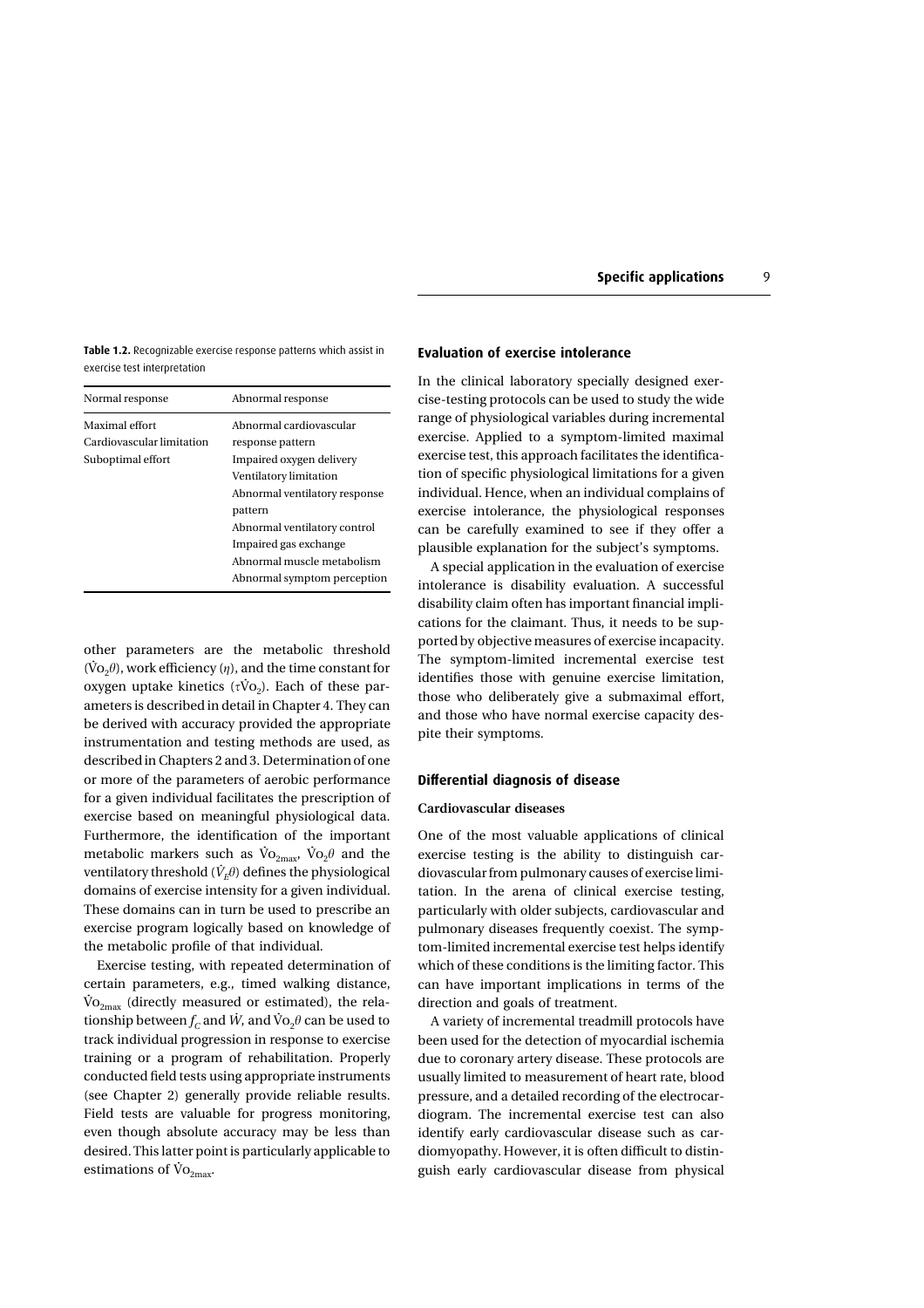**Table 1.2.** Recognizable exercise response patterns which assist in exercise test interpretation

| Normal response | Abnormal response |
|---|---|
| Maximal effort | Abnormal cardiovascular response pattern |
| Cardiovascular limitation | Impaired oxygen delivery |
| Suboptimal effort | Ventilatory limitation |
| | Abnormal ventilatory response pattern |
| | Abnormal ventilatory control |
| | Impaired gas exchange |
| | Abnormal muscle metabolism |
| | Abnormal symptom perception |

other parameters are the metabolic threshold ($\dot{V}O_2\theta$), work efficiency ($\eta$), and the time constant for oxygen uptake kinetics ($\tau\dot{V}O_2$). Each of these parameters is described in detail in Chapter 4. They can be derived with accuracy provided the appropriate instrumentation and testing methods are used, as described in Chapters 2 and 3. Determination of one or more of the parameters of aerobic performance for a given individual facilitates the prescription of exercise based on meaningful physiological data. Furthermore, the identification of the important metabolic markers such as $\dot{V}O_{2max}$, $\dot{V}O_2\theta$ and the ventilatory threshold ($\dot{V}_E\theta$) defines the physiological domains of exercise intensity for a given individual. These domains can in turn be used to prescribe an exercise program logically based on knowledge of the metabolic profile of that individual.

Exercise testing, with repeated determination of certain parameters, e.g., timed walking distance, $\dot{V}O_{2max}$ (directly measured or estimated), the relationship between $f_C$ and $\dot{W}$, and $\dot{V}O_2\theta$ can be used to track individual progression in response to exercise training or a program of rehabilitation. Properly conducted field tests using appropriate instruments (see Chapter 2) generally provide reliable results. Field tests are valuable for progress monitoring, even though absolute accuracy may be less than desired. This latter point is particularly applicable to estimations of $\dot{V}O_{2max}$.

## Evaluation of exercise intolerance

In the clinical laboratory specially designed exercise-testing protocols can be used to study the wide range of physiological variables during incremental exercise. Applied to a symptom-limited maximal exercise test, this approach facilitates the identification of specific physiological limitations for a given individual. Hence, when an individual complains of exercise intolerance, the physiological responses can be carefully examined to see if they offer a plausible explanation for the subject's symptoms.

A special application in the evaluation of exercise intolerance is disability evaluation. A successful disability claim often has important financial implications for the claimant. Thus, it needs to be supported by objective measures of exercise incapacity. The symptom-limited incremental exercise test identifies those with genuine exercise limitation, those who deliberately give a submaximal effort, and those who have normal exercise capacity despite their symptoms.

## Differential diagnosis of disease

### Cardiovascular diseases

One of the most valuable applications of clinical exercise testing is the ability to distinguish cardiovascular from pulmonary causes of exercise limitation. In the arena of clinical exercise testing, particularly with older subjects, cardiovascular and pulmonary diseases frequently coexist. The symptom-limited incremental exercise test helps identify which of these conditions is the limiting factor. This can have important implications in terms of the direction and goals of treatment.

A variety of incremental treadmill protocols have been used for the detection of myocardial ischemia due to coronary artery disease. These protocols are usually limited to measurement of heart rate, blood pressure, and a detailed recording of the electrocardiogram. The incremental exercise test can also identify early cardiovascular disease such as cardiomyopathy. However, it is often difficult to distinguish early cardiovascular disease from physical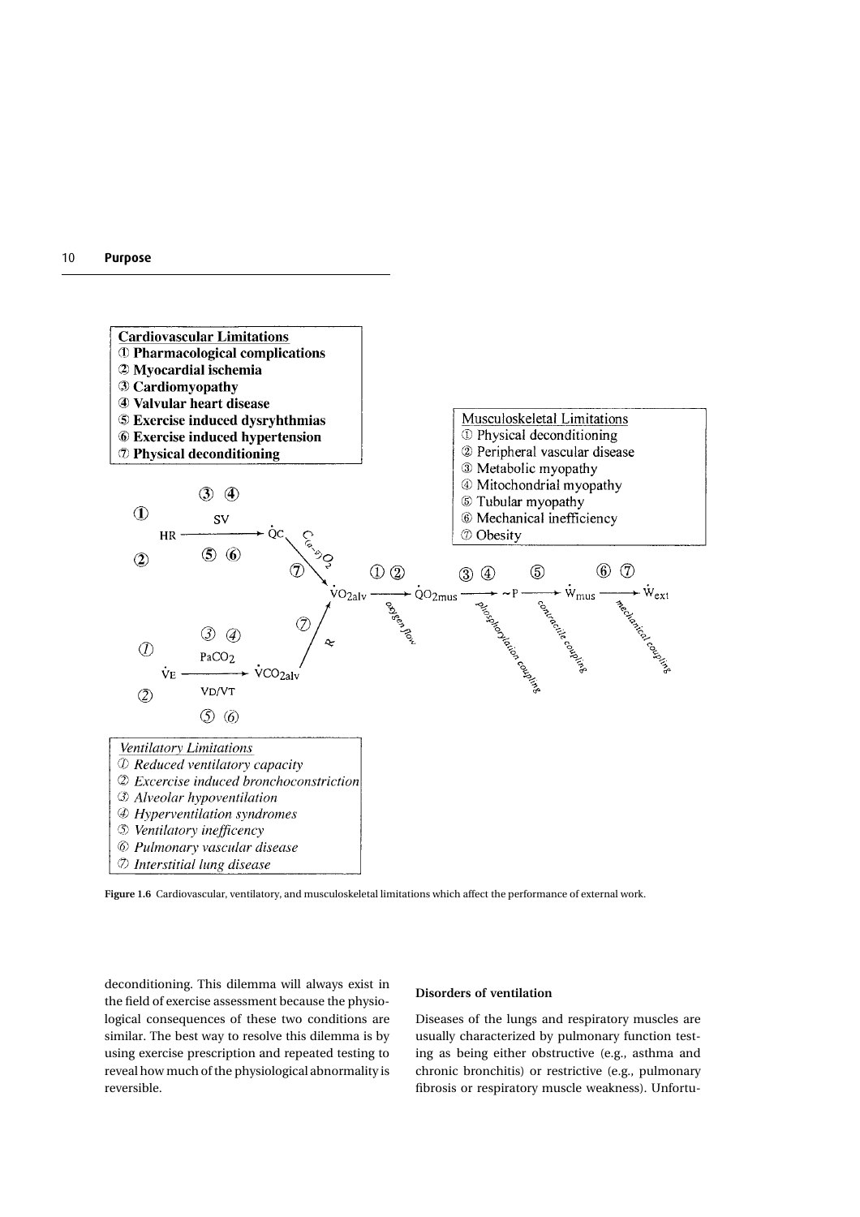**Cardiovascular Limitations**

1. Pharmacological complications
2. Myocardial ischemia
3. Cardiomyopathy
4. Valvular heart disease
5. Exercise induced dysryhthmias
6. Exercise induced hypertension
7. Physical deconditioning

Musculoskeletal Limitations

1. Physical deconditioning
2. Peripheral vascular disease
3. Metabolic myopathy
4. Mitochondrial myopathy
5. Tubular myopathy
6. Mechanical inefficiency
7. Obesity

*Ventilatory Limitations*

1. *Reduced ventilatory capacity*
2. *Excercise induced bronchoconstriction*
3. *Alveolar hypoventilation*
4. *Hyperventilation syndromes*
5. *Ventilatory inefficency*
6. *Pulmonary vascular disease*
7. *Interstitial lung disease*

**Figure 1.6** Cardiovascular, ventilatory, and musculoskeletal limitations which affect the performance of external work.

deconditioning. This dilemma will always exist in the field of exercise assessment because the physiological consequences of these two conditions are similar. The best way to resolve this dilemma is by using exercise prescription and repeated testing to reveal how much of the physiological abnormality is reversible.

**Disorders of ventilation**

Diseases of the lungs and respiratory muscles are usually characterized by pulmonary function testing as being either obstructive (e.g., asthma and chronic bronchitis) or restrictive (e.g., pulmonary fibrosis or respiratory muscle weakness). Unfortu-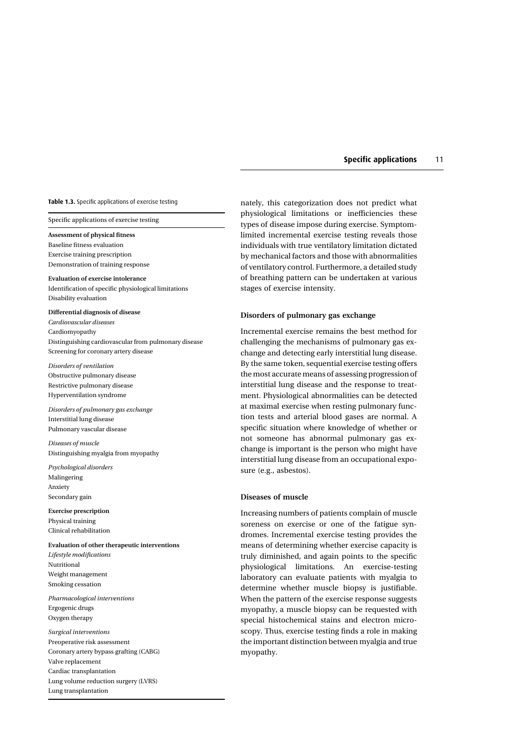**Table 1.3.** Specific applications of exercise testing

| Specific applications of exercise testing |
|---|
| **Assessment of physical fitness** |
| Baseline fitness evaluation |
| Exercise training prescription |
| Demonstration of training response |
| **Evaluation of exercise intolerance** |
| Identification of specific physiological limitations |
| Disability evaluation |
| **Differential diagnosis of disease** |
| *Cardiovascular diseases* |
| Cardiomyopathy |
| Distinguishing cardiovascular from pulmonary disease |
| Screening for coronary artery disease |
| *Disorders of ventilation* |
| Obstructive pulmonary disease |
| Restrictive pulmonary disease |
| Hyperventilation syndrome |
| *Disorders of pulmonary gas exchange* |
| Interstitial lung disease |
| Pulmonary vascular disease |
| *Diseases of muscle* |
| Distinguishing myalgia from myopathy |
| *Psychological disorders* |
| Malingering |
| Anxiety |
| Secondary gain |
| **Exercise prescription** |
| Physical training |
| Clinical rehabilitation |
| **Evaluation of other therapeutic interventions** |
| *Lifestyle modifications* |
| Nutritional |
| Weight management |
| Smoking cessation |
| *Pharmacological interventions* |
| Ergogenic drugs |
| Oxygen therapy |
| *Surgical interventions* |
| Preoperative risk assessment |
| Coronary artery bypass grafting (CABG) |
| Valve replacement |
| Cardiac transplantation |
| Lung volume reduction surgery (LVRS) |
| Lung transplantation |

nately, this categorization does not predict what physiological limitations or inefficiencies these types of disease impose during exercise. Symptom-limited incremental exercise testing reveals those individuals with true ventilatory limitation dictated by mechanical factors and those with abnormalities of ventilatory control. Furthermore, a detailed study of breathing pattern can be undertaken at various stages of exercise intensity.

### Disorders of pulmonary gas exchange

Incremental exercise remains the best method for challenging the mechanisms of pulmonary gas exchange and detecting early interstitial lung disease. By the same token, sequential exercise testing offers the most accurate means of assessing progression of interstitial lung disease and the response to treatment. Physiological abnormalities can be detected at maximal exercise when resting pulmonary function tests and arterial blood gases are normal. A specific situation where knowledge of whether or not someone has abnormal pulmonary gas exchange is important is the person who might have interstitial lung disease from an occupational exposure (e.g., asbestos).

### Diseases of muscle

Increasing numbers of patients complain of muscle soreness on exercise or one of the fatigue syndromes. Incremental exercise testing provides the means of determining whether exercise capacity is truly diminished, and again points to the specific physiological limitations. An exercise-testing laboratory can evaluate patients with myalgia to determine whether muscle biopsy is justifiable. When the pattern of the exercise response suggests myopathy, a muscle biopsy can be requested with special histochemical stains and electron microscopy. Thus, exercise testing finds a role in making the important distinction between myalgia and true myopathy.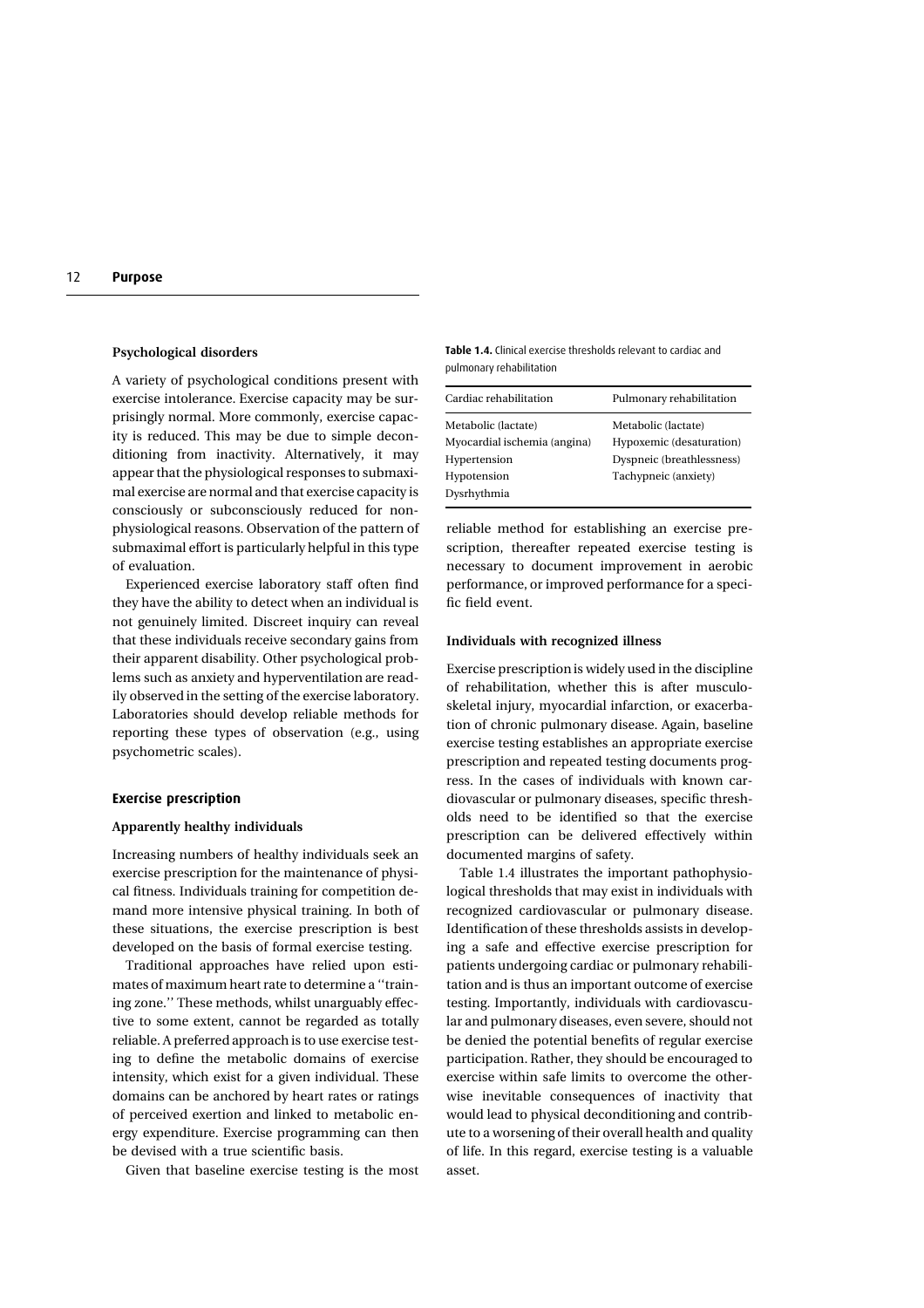### Psychological disorders

A variety of psychological conditions present with exercise intolerance. Exercise capacity may be surprisingly normal. More commonly, exercise capacity is reduced. This may be due to simple deconditioning from inactivity. Alternatively, it may appear that the physiological responses to submaximal exercise are normal and that exercise capacity is consciously or subconsciously reduced for nonphysiological reasons. Observation of the pattern of submaximal effort is particularly helpful in this type of evaluation.

Experienced exercise laboratory staff often find they have the ability to detect when an individual is not genuinely limited. Discreet inquiry can reveal that these individuals receive secondary gains from their apparent disability. Other psychological problems such as anxiety and hyperventilation are readily observed in the setting of the exercise laboratory. Laboratories should develop reliable methods for reporting these types of observation (e.g., using psychometric scales).

## Exercise prescription

### Apparently healthy individuals

Increasing numbers of healthy individuals seek an exercise prescription for the maintenance of physical fitness. Individuals training for competition demand more intensive physical training. In both of these situations, the exercise prescription is best developed on the basis of formal exercise testing.

Traditional approaches have relied upon estimates of maximum heart rate to determine a ''training zone.'' These methods, whilst unarguably effective to some extent, cannot be regarded as totally reliable. A preferred approach is to use exercise testing to define the metabolic domains of exercise intensity, which exist for a given individual. These domains can be anchored by heart rates or ratings of perceived exertion and linked to metabolic energy expenditure. Exercise programming can then be devised with a true scientific basis.

Given that baseline exercise testing is the most reliable method for establishing an exercise prescription, thereafter repeated exercise testing is necessary to document improvement in aerobic performance, or improved performance for a specific field event.

**Table 1.4.** Clinical exercise thresholds relevant to cardiac and pulmonary rehabilitation

| Cardiac rehabilitation | Pulmonary rehabilitation |
|---|---|
| Metabolic (lactate) | Metabolic (lactate) |
| Myocardial ischemia (angina) | Hypoxemic (desaturation) |
| Hypertension | Dyspneic (breathlessness) |
| Hypotension | Tachypneic (anxiety) |
| Dysrhythmia | |

### Individuals with recognized illness

Exercise prescription is widely used in the discipline of rehabilitation, whether this is after musculoskeletal injury, myocardial infarction, or exacerbation of chronic pulmonary disease. Again, baseline exercise testing establishes an appropriate exercise prescription and repeated testing documents progress. In the cases of individuals with known cardiovascular or pulmonary diseases, specific thresholds need to be identified so that the exercise prescription can be delivered effectively within documented margins of safety.

Table 1.4 illustrates the important pathophysiological thresholds that may exist in individuals with recognized cardiovascular or pulmonary disease. Identification of these thresholds assists in developing a safe and effective exercise prescription for patients undergoing cardiac or pulmonary rehabilitation and is thus an important outcome of exercise testing. Importantly, individuals with cardiovascular and pulmonary diseases, even severe, should not be denied the potential benefits of regular exercise participation. Rather, they should be encouraged to exercise within safe limits to overcome the otherwise inevitable consequences of inactivity that would lead to physical deconditioning and contribute to a worsening of their overall health and quality of life. In this regard, exercise testing is a valuable asset.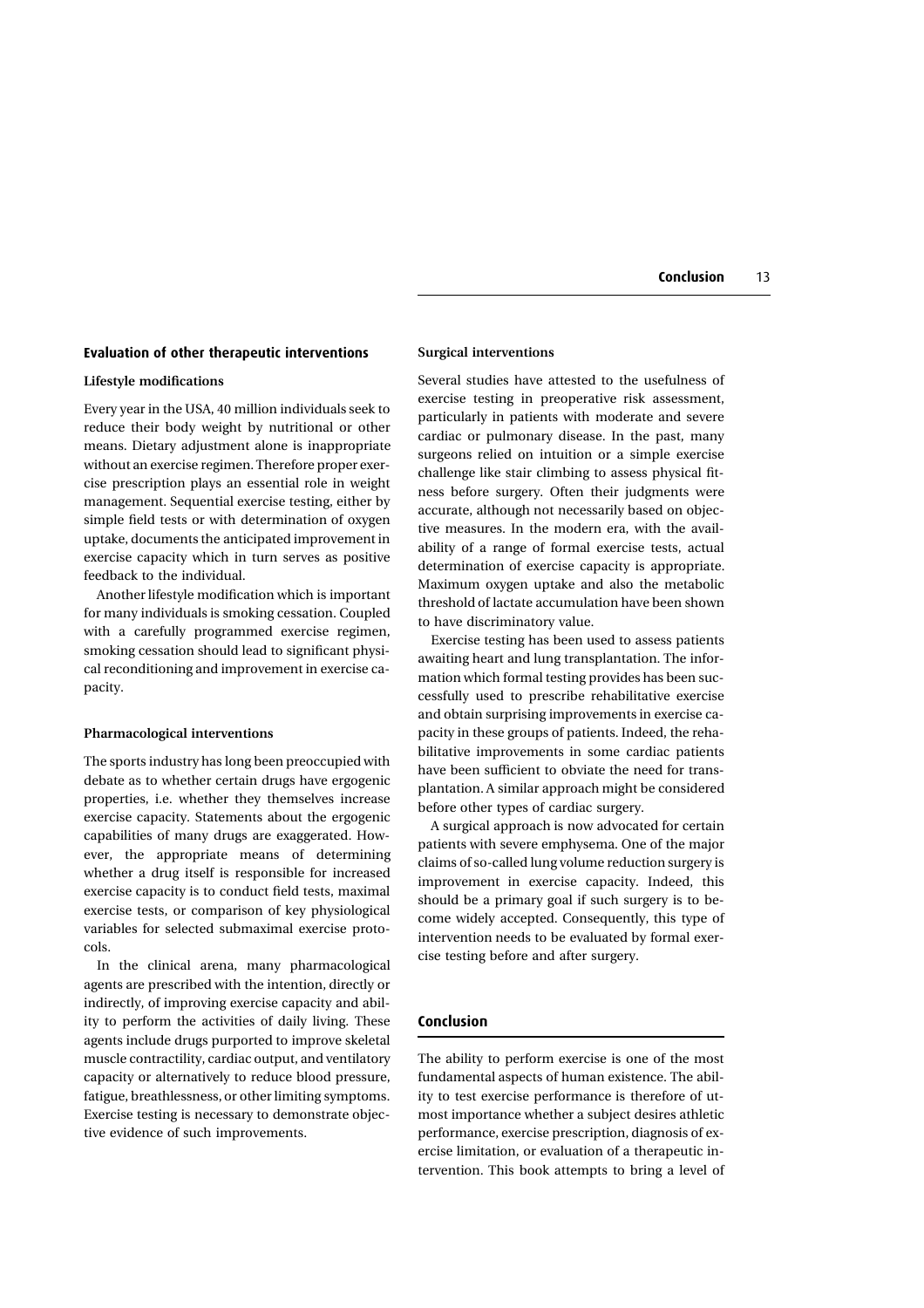## Evaluation of other therapeutic interventions

### Lifestyle modifications

Every year in the USA, 40 million individuals seek to reduce their body weight by nutritional or other means. Dietary adjustment alone is inappropriate without an exercise regimen. Therefore proper exercise prescription plays an essential role in weight management. Sequential exercise testing, either by simple field tests or with determination of oxygen uptake, documents the anticipated improvement in exercise capacity which in turn serves as positive feedback to the individual.

Another lifestyle modification which is important for many individuals is smoking cessation. Coupled with a carefully programmed exercise regimen, smoking cessation should lead to significant physical reconditioning and improvement in exercise capacity.

### Pharmacological interventions

The sports industry has long been preoccupied with debate as to whether certain drugs have ergogenic properties, i.e. whether they themselves increase exercise capacity. Statements about the ergogenic capabilities of many drugs are exaggerated. However, the appropriate means of determining whether a drug itself is responsible for increased exercise capacity is to conduct field tests, maximal exercise tests, or comparison of key physiological variables for selected submaximal exercise protocols.

In the clinical arena, many pharmacological agents are prescribed with the intention, directly or indirectly, of improving exercise capacity and ability to perform the activities of daily living. These agents include drugs purported to improve skeletal muscle contractility, cardiac output, and ventilatory capacity or alternatively to reduce blood pressure, fatigue, breathlessness, or other limiting symptoms. Exercise testing is necessary to demonstrate objective evidence of such improvements.

### Surgical interventions

Several studies have attested to the usefulness of exercise testing in preoperative risk assessment, particularly in patients with moderate and severe cardiac or pulmonary disease. In the past, many surgeons relied on intuition or a simple exercise challenge like stair climbing to assess physical fitness before surgery. Often their judgments were accurate, although not necessarily based on objective measures. In the modern era, with the availability of a range of formal exercise tests, actual determination of exercise capacity is appropriate. Maximum oxygen uptake and also the metabolic threshold of lactate accumulation have been shown to have discriminatory value.

Exercise testing has been used to assess patients awaiting heart and lung transplantation. The information which formal testing provides has been successfully used to prescribe rehabilitative exercise and obtain surprising improvements in exercise capacity in these groups of patients. Indeed, the rehabilitative improvements in some cardiac patients have been sufficient to obviate the need for transplantation. A similar approach might be considered before other types of cardiac surgery.

A surgical approach is now advocated for certain patients with severe emphysema. One of the major claims of so-called lung volume reduction surgery is improvement in exercise capacity. Indeed, this should be a primary goal if such surgery is to become widely accepted. Consequently, this type of intervention needs to be evaluated by formal exercise testing before and after surgery.

## Conclusion

The ability to perform exercise is one of the most fundamental aspects of human existence. The ability to test exercise performance is therefore of utmost importance whether a subject desires athletic performance, exercise prescription, diagnosis of exercise limitation, or evaluation of a therapeutic intervention. This book attempts to bring a level of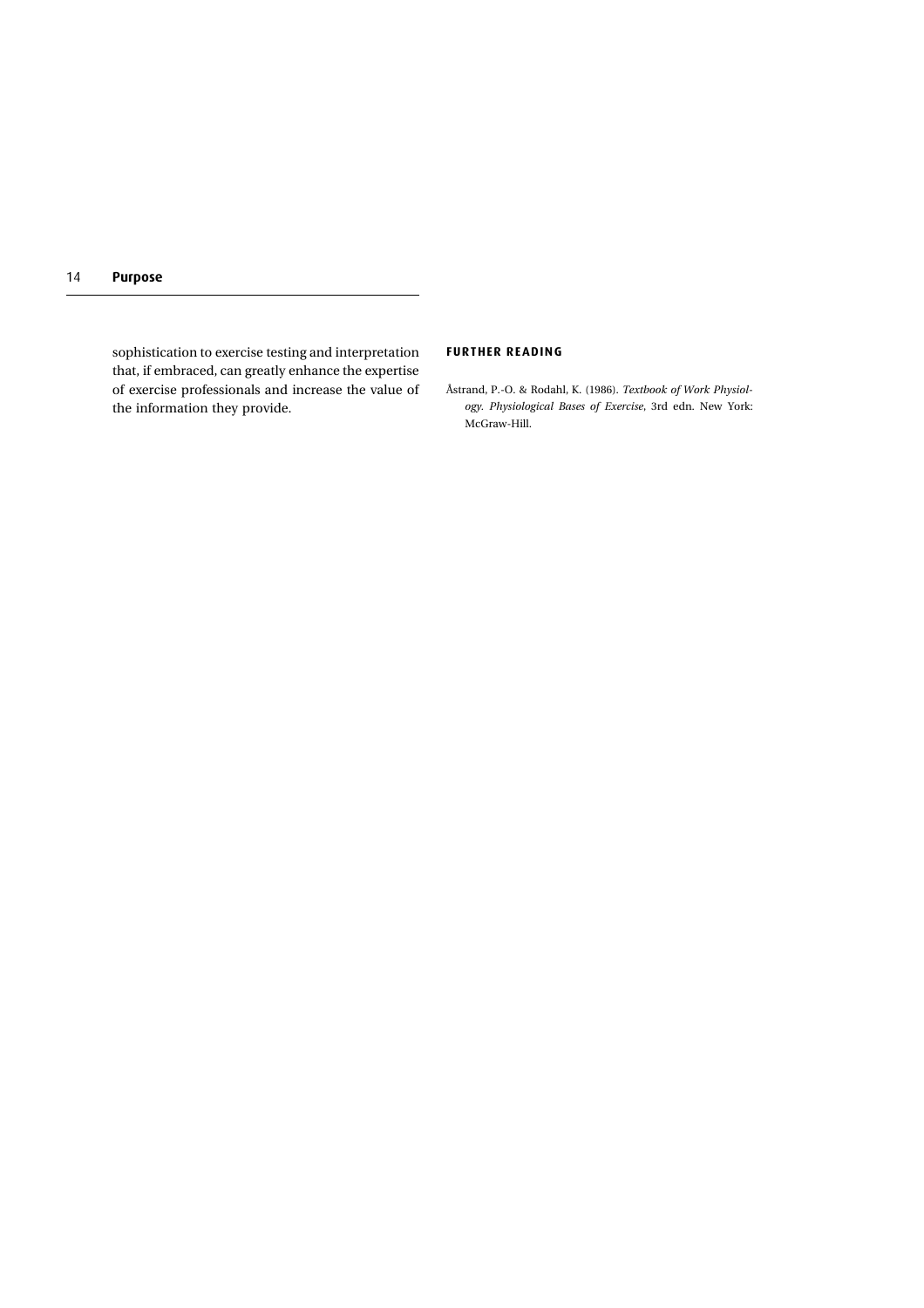sophistication to exercise testing and interpretation that, if embraced, can greatly enhance the expertise of exercise professionals and increase the value of the information they provide.

## FURTHER READING

Åstrand, P.-O. & Rodahl, K. (1986). *Textbook of Work Physiology. Physiological Bases of Exercise*, 3rd edn. New York: McGraw-Hill.